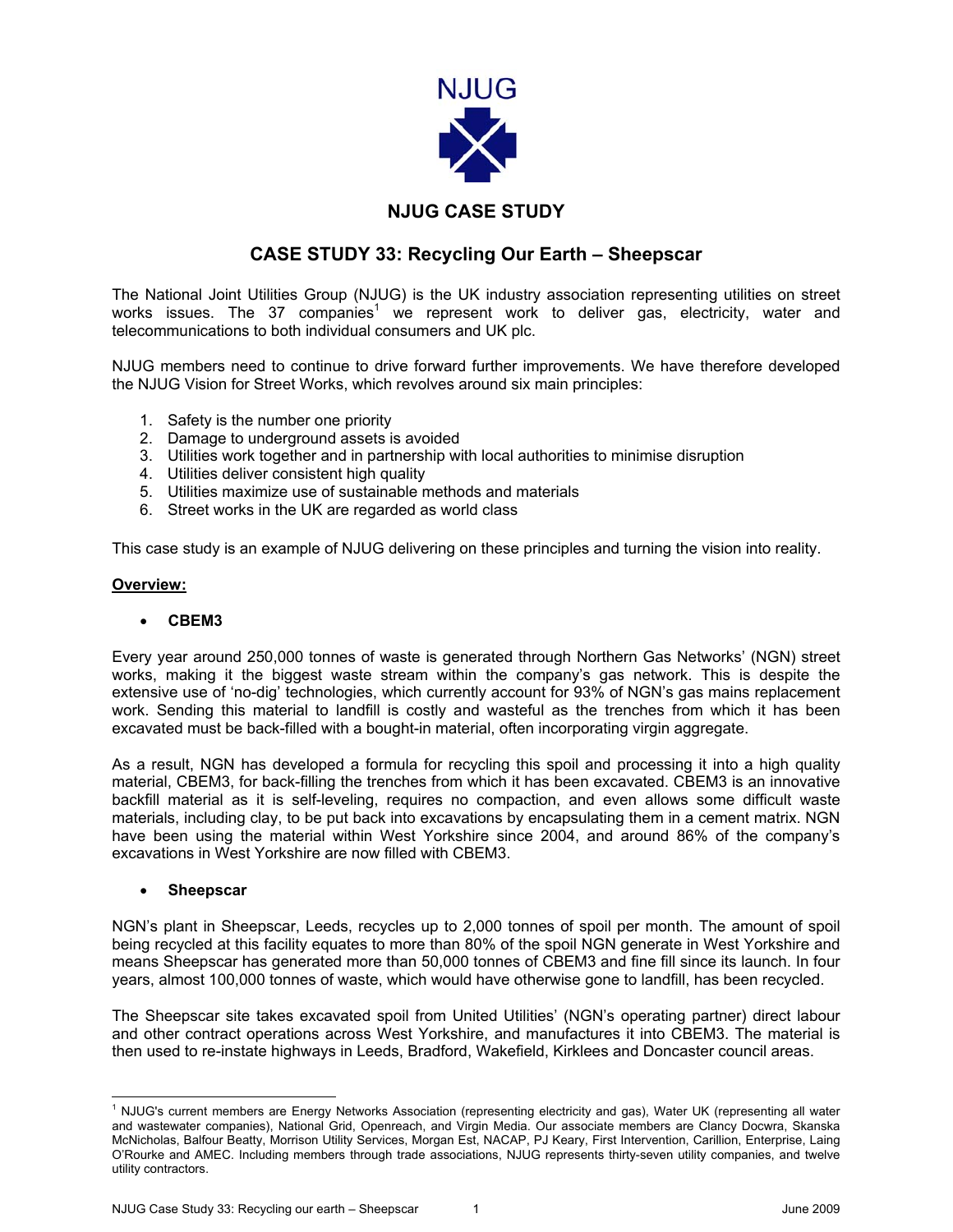NJUG

## NJUG CASE STUDY

# CASE STUDY 33: Recycling Our Earth – Sheepscar

The National Joint Utilities Group (NJUG) is the UK industry association representing utilities on street works issues. The 37 companies[1] we represent work to deliver gas, electricity, water and telecommunications to both individual consumers and UK plc.

NJUG members need to continue to drive forward further improvements. We have therefore developed the NJUG Vision for Street Works, which revolves around six main principles:

1. Safety is the number one priority
2. Damage to underground assets is avoided
3. Utilities work together and in partnership with local authorities to minimise disruption
4. Utilities deliver consistent high quality
5. Utilities maximize use of sustainable methods and materials
6. Street works in the UK are regarded as world class

This case study is an example of NJUG delivering on these principles and turning the vision into reality.

**Overview:**

- **CBEM3**

Every year around 250,000 tonnes of waste is generated through Northern Gas Networks' (NGN) street works, making it the biggest waste stream within the company's gas network. This is despite the extensive use of 'no-dig' technologies, which currently account for 93% of NGN's gas mains replacement work. Sending this material to landfill is costly and wasteful as the trenches from which it has been excavated must be back-filled with a bought-in material, often incorporating virgin aggregate.

As a result, NGN has developed a formula for recycling this spoil and processing it into a high quality material, CBEM3, for back-filling the trenches from which it has been excavated. CBEM3 is an innovative backfill material as it is self-leveling, requires no compaction, and even allows some difficult waste materials, including clay, to be put back into excavations by encapsulating them in a cement matrix. NGN have been using the material within West Yorkshire since 2004, and around 86% of the company's excavations in West Yorkshire are now filled with CBEM3.

- **Sheepscar**

NGN's plant in Sheepscar, Leeds, recycles up to 2,000 tonnes of spoil per month. The amount of spoil being recycled at this facility equates to more than 80% of the spoil NGN generate in West Yorkshire and means Sheepscar has generated more than 50,000 tonnes of CBEM3 and fine fill since its launch. In four years, almost 100,000 tonnes of waste, which would have otherwise gone to landfill, has been recycled.

The Sheepscar site takes excavated spoil from United Utilities' (NGN's operating partner) direct labour and other contract operations across West Yorkshire, and manufactures it into CBEM3. The material is then used to re-instate highways in Leeds, Bradford, Wakefield, Kirklees and Doncaster council areas.

---

[1] NJUG's current members are Energy Networks Association (representing electricity and gas), Water UK (representing all water and wastewater companies), National Grid, Openreach, and Virgin Media. Our associate members are Clancy Docwra, Skanska McNicholas, Balfour Beatty, Morrison Utility Services, Morgan Est, NACAP, PJ Keary, First Intervention, Carillion, Enterprise, Laing O'Rourke and AMEC. Including members through trade associations, NJUG represents thirty-seven utility companies, and twelve utility contractors.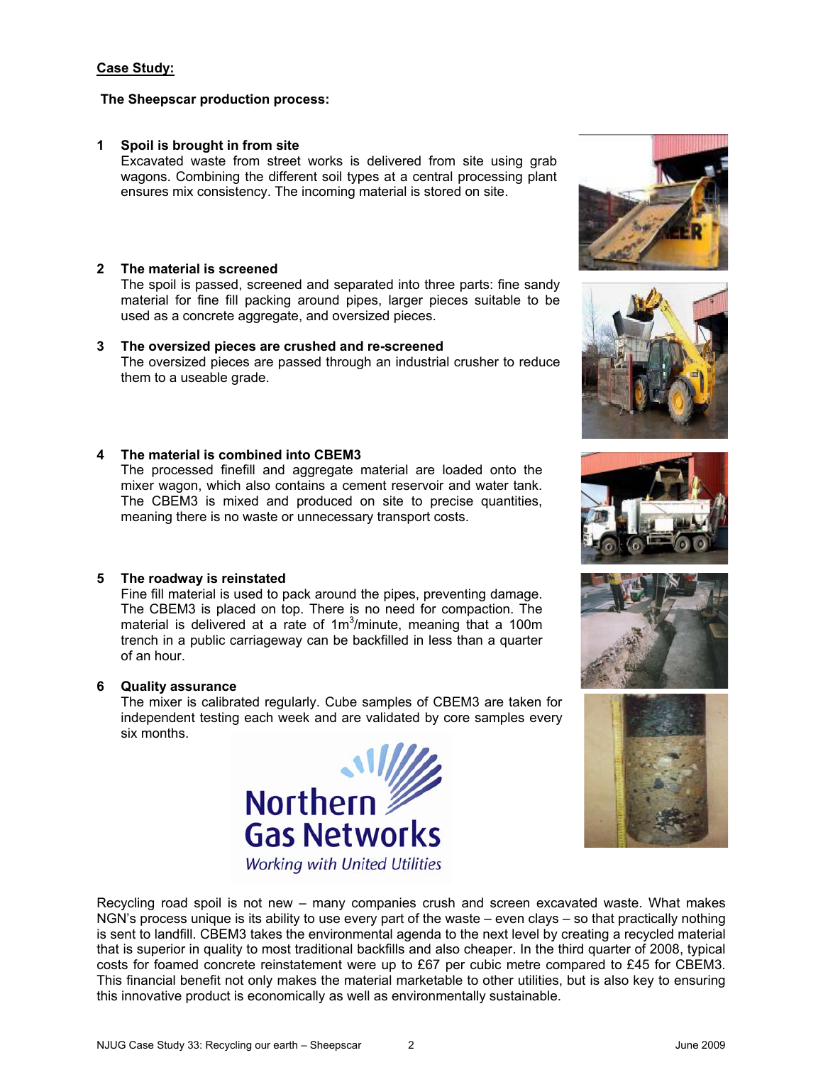**Case Study:**

**The Sheepscar production process:**

**1 Spoil is brought in from site**

Excavated waste from street works is delivered from site using grab wagons. Combining the different soil types at a central processing plant ensures mix consistency. The incoming material is stored on site.

**2 The material is screened**

The spoil is passed, screened and separated into three parts: fine sandy material for fine fill packing around pipes, larger pieces suitable to be used as a concrete aggregate, and oversized pieces.

**3 The oversized pieces are crushed and re-screened**

The oversized pieces are passed through an industrial crusher to reduce them to a useable grade.

**4 The material is combined into CBEM3**

The processed finefill and aggregate material are loaded onto the mixer wagon, which also contains a cement reservoir and water tank. The CBEM3 is mixed and produced on site to precise quantities, meaning there is no waste or unnecessary transport costs.

**5 The roadway is reinstated**

Fine fill material is used to pack around the pipes, preventing damage. The CBEM3 is placed on top. There is no need for compaction. The material is delivered at a rate of $1m^3$/minute, meaning that a 100m trench in a public carriageway can be backfilled in less than a quarter of an hour.

**6 Quality assurance**

The mixer is calibrated regularly. Cube samples of CBEM3 are taken for independent testing each week and are validated by core samples every six months.

Northern Gas Networks
*Working with United Utilities*

Recycling road spoil is not new – many companies crush and screen excavated waste. What makes NGN's process unique is its ability to use every part of the waste – even clays – so that practically nothing is sent to landfill. CBEM3 takes the environmental agenda to the next level by creating a recycled material that is superior in quality to most traditional backfills and also cheaper. In the third quarter of 2008, typical costs for foamed concrete reinstatement were up to £67 per cubic metre compared to £45 for CBEM3. This financial benefit not only makes the material marketable to other utilities, but is also key to ensuring this innovative product is economically as well as environmentally sustainable.